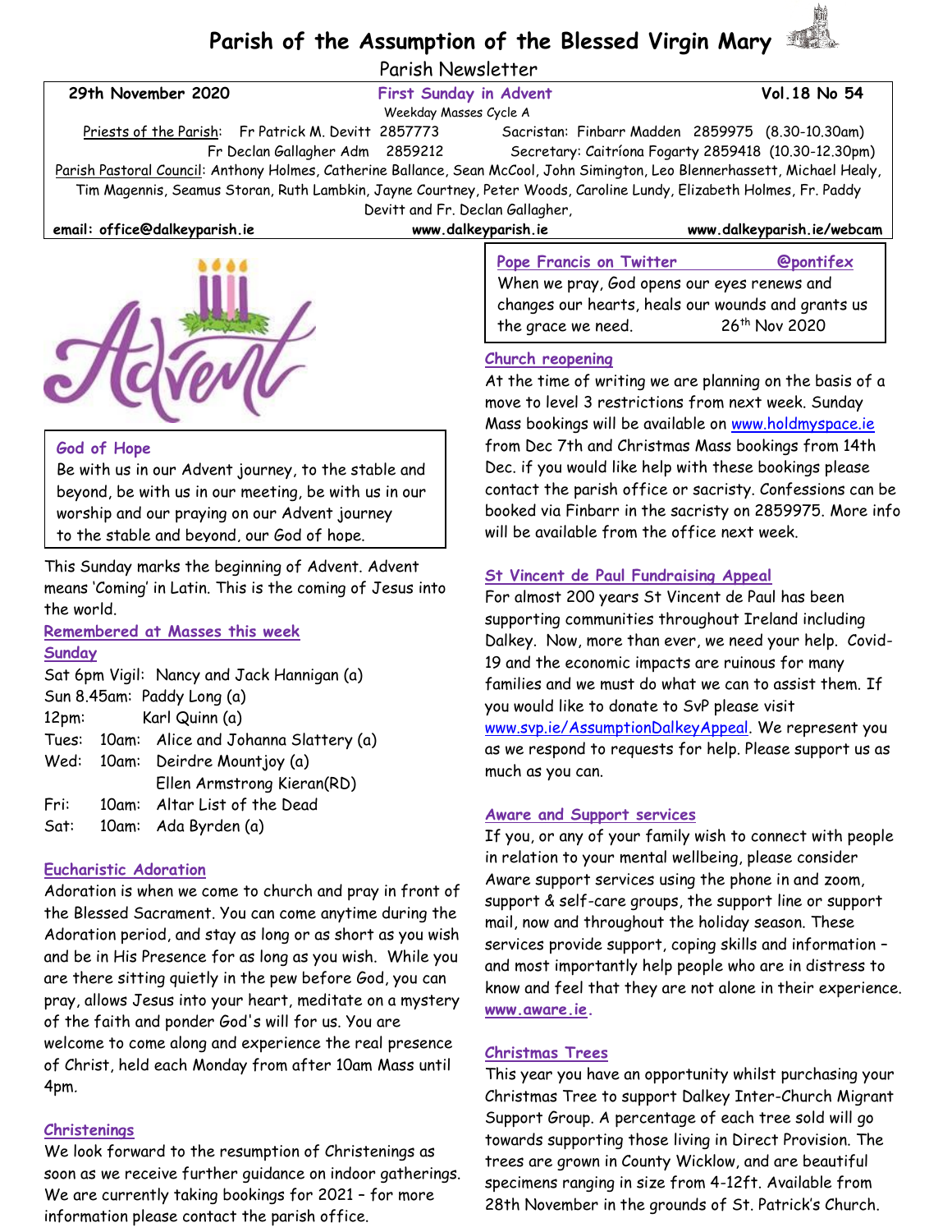# Parish of the Assumption of the Blessed Virgin Mary

Parish Newsletter

**29th November 2020** — **First Sunday in Advent** — **Vol.18 No 54**

Weekday Masses Cycle A

Priests of the Parish: Fr Patrick M. Devitt 2857773 — Sacristan: Finbarr Madden 2859975 (8.30-10.30am)

Fr Declan Gallagher Adm 2859212 — Secretary: Caitríona Fogarty 2859418 (10.30-12.30pm)

Parish Pastoral Council: Anthony Holmes, Catherine Ballance, Sean McCool, John Simington, Leo Blennerhassett, Michael Healy, Tim Magennis, Seamus Storan, Ruth Lambkin, Jayne Courtney, Peter Woods, Caroline Lundy, Elizabeth Holmes, Fr. Paddy Devitt and Fr. Declan Gallagher,

**email: office@dalkeyparish.ie** — **www.dalkeyparish.ie** — **www.dalkeyparish.ie/webcam**

### God of Hope

Be with us in our Advent journey, to the stable and beyond, be with us in our meeting, be with us in our worship and our praying on our Advent journey to the stable and beyond, our God of hope.

This Sunday marks the beginning of Advent. Advent means 'Coming' in Latin. This is the coming of Jesus into the world.

### Remembered at Masses this week

**Sunday**

Sat 6pm Vigil: Nancy and Jack Hannigan (a)
Sun 8.45am: Paddy Long (a)
12pm: Karl Quinn (a)
Tues: 10am: Alice and Johanna Slattery (a)
Wed: 10am: Deirdre Mountjoy (a)
Ellen Armstrong Kieran(RD)
Fri: 10am: Altar List of the Dead
Sat: 10am: Ada Byrden (a)

### Eucharistic Adoration

Adoration is when we come to church and pray in front of the Blessed Sacrament. You can come anytime during the Adoration period, and stay as long or as short as you wish and be in His Presence for as long as you wish. While you are there sitting quietly in the pew before God, you can pray, allows Jesus into your heart, meditate on a mystery of the faith and ponder God's will for us. You are welcome to come along and experience the real presence of Christ, held each Monday from after 10am Mass until 4pm.

### Christenings

We look forward to the resumption of Christenings as soon as we receive further guidance on indoor gatherings. We are currently taking bookings for 2021 – for more information please contact the parish office.

### Pope Francis on Twitter @pontifex

When we pray, God opens our eyes renews and changes our hearts, heals our wounds and grants us the grace we need. 26th Nov 2020

### Church reopening

At the time of writing we are planning on the basis of a move to level 3 restrictions from next week. Sunday Mass bookings will be available on www.holdmyspace.ie from Dec 7th and Christmas Mass bookings from 14th Dec. if you would like help with these bookings please contact the parish office or sacristy. Confessions can be booked via Finbarr in the sacristy on 2859975. More info will be available from the office next week.

### St Vincent de Paul Fundraising Appeal

For almost 200 years St Vincent de Paul has been supporting communities throughout Ireland including Dalkey. Now, more than ever, we need your help. Covid-19 and the economic impacts are ruinous for many families and we must do what we can to assist them. If you would like to donate to SvP please visit www.svp.ie/AssumptionDalkeyAppeal. We represent you as we respond to requests for help. Please support us as much as you can.

### Aware and Support services

If you, or any of your family wish to connect with people in relation to your mental wellbeing, please consider Aware support services using the phone in and zoom, support & self-care groups, the support line or support mail, now and throughout the holiday season. These services provide support, coping skills and information – and most importantly help people who are in distress to know and feel that they are not alone in their experience. **www.aware.ie.**

### Christmas Trees

This year you have an opportunity whilst purchasing your Christmas Tree to support Dalkey Inter-Church Migrant Support Group. A percentage of each tree sold will go towards supporting those living in Direct Provision. The trees are grown in County Wicklow, and are beautiful specimens ranging in size from 4-12ft. Available from 28th November in the grounds of St. Patrick's Church.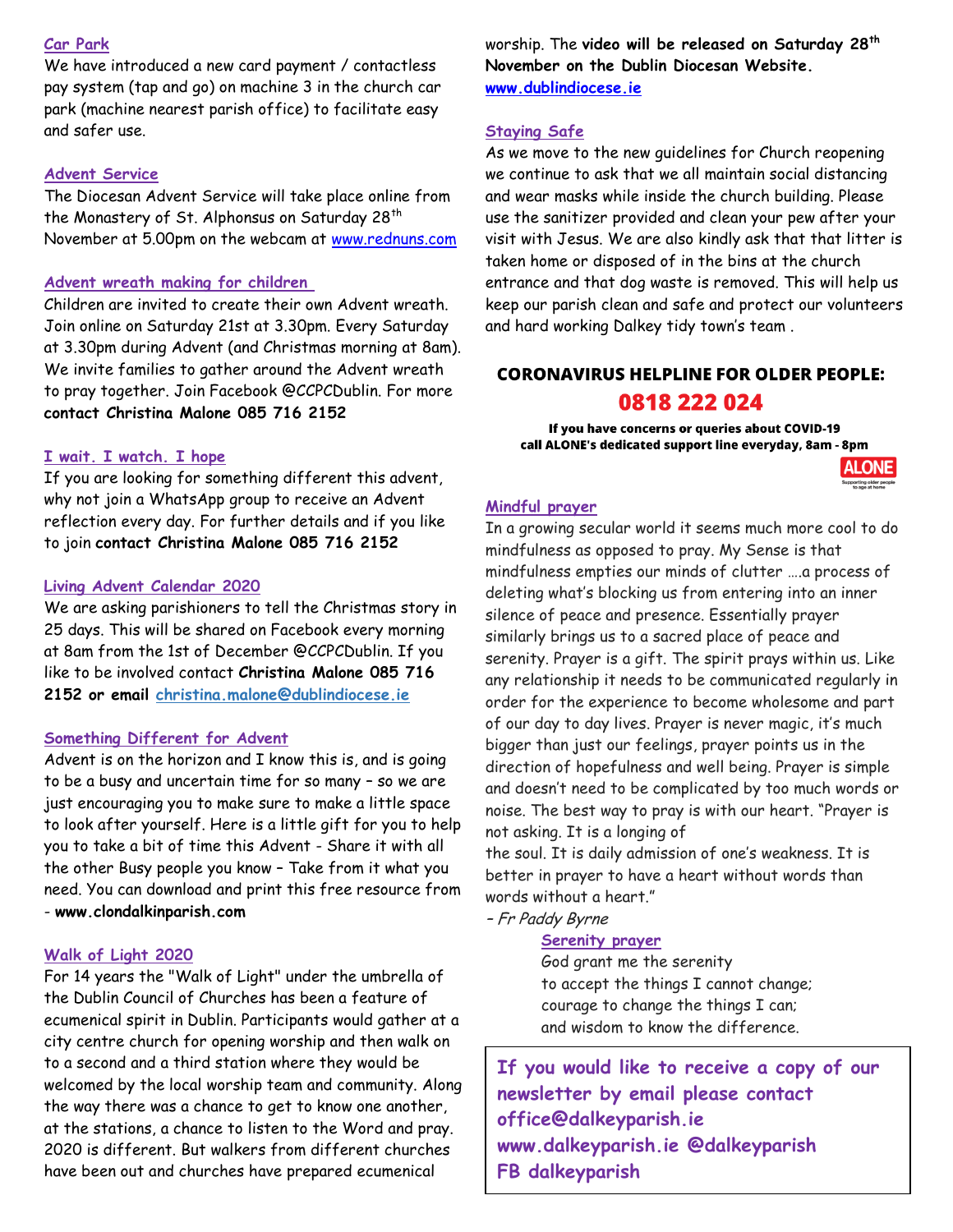## Car Park

We have introduced a new card payment / contactless pay system (tap and go) on machine 3 in the church car park (machine nearest parish office) to facilitate easy and safer use.

## Advent Service

The Diocesan Advent Service will take place online from the Monastery of St. Alphonsus on Saturday 28th November at 5.00pm on the webcam at www.rednuns.com

## Advent wreath making for children

Children are invited to create their own Advent wreath. Join online on Saturday 21st at 3.30pm. Every Saturday at 3.30pm during Advent (and Christmas morning at 8am). We invite families to gather around the Advent wreath to pray together. Join Facebook @CCPCDublin. For more **contact Christina Malone 085 716 2152**

## I wait. I watch. I hope

If you are looking for something different this advent, why not join a WhatsApp group to receive an Advent reflection every day. For further details and if you like to join **contact Christina Malone 085 716 2152**

## Living Advent Calendar 2020

We are asking parishioners to tell the Christmas story in 25 days. This will be shared on Facebook every morning at 8am from the 1st of December @CCPCDublin. If you like to be involved contact **Christina Malone 085 716 2152 or email christina.malone@dublindiocese.ie**

## Something Different for Advent

Advent is on the horizon and I know this is, and is going to be a busy and uncertain time for so many – so we are just encouraging you to make sure to make a little space to look after yourself. Here is a little gift for you to help you to take a bit of time this Advent - Share it with all the other Busy people you know – Take from it what you need. You can download and print this free resource from - **www.clondalkinparish.com**

## Walk of Light 2020

For 14 years the "Walk of Light" under the umbrella of the Dublin Council of Churches has been a feature of ecumenical spirit in Dublin. Participants would gather at a city centre church for opening worship and then walk on to a second and a third station where they would be welcomed by the local worship team and community. Along the way there was a chance to get to know one another, at the stations, a chance to listen to the Word and pray. 2020 is different. But walkers from different churches have been out and churches have prepared ecumenical worship. The **video will be released on Saturday 28th November on the Dublin Diocesan Website. www.dublindiocese.ie**

## Staying Safe

As we move to the new guidelines for Church reopening we continue to ask that we all maintain social distancing and wear masks while inside the church building. Please use the sanitizer provided and clean your pew after your visit with Jesus. We are also kindly ask that that litter is taken home or disposed of in the bins at the church entrance and that dog waste is removed. This will help us keep our parish clean and safe and protect our volunteers and hard working Dalkey tidy town's team .

## CORONAVIRUS HELPLINE FOR OLDER PEOPLE:

## 0818 222 024

**If you have concerns or queries about COVID-19 call ALONE's dedicated support line everyday, 8am - 8pm**

ALONE
Supporting older people to age at home

## Mindful prayer

In a growing secular world it seems much more cool to do mindfulness as opposed to pray. My Sense is that mindfulness empties our minds of clutter ….a process of deleting what's blocking us from entering into an inner silence of peace and presence. Essentially prayer similarly brings us to a sacred place of peace and serenity. Prayer is a gift. The spirit prays within us. Like any relationship it needs to be communicated regularly in order for the experience to become wholesome and part of our day to day lives. Prayer is never magic, it's much bigger than just our feelings, prayer points us in the direction of hopefulness and well being. Prayer is simple and doesn't need to be complicated by too much words or noise. The best way to pray is with our heart. "Prayer is not asking. It is a longing of the soul. It is daily admission of one's weakness. It is better in prayer to have a heart without words than words without a heart."

– *Fr Paddy Byrne*

### Serenity prayer

God grant me the serenity
to accept the things I cannot change;
courage to change the things I can;
and wisdom to know the difference.

**If you would like to receive a copy of our newsletter by email please contact office@dalkeyparish.ie www.dalkeyparish.ie @dalkeyparish FB dalkeyparish**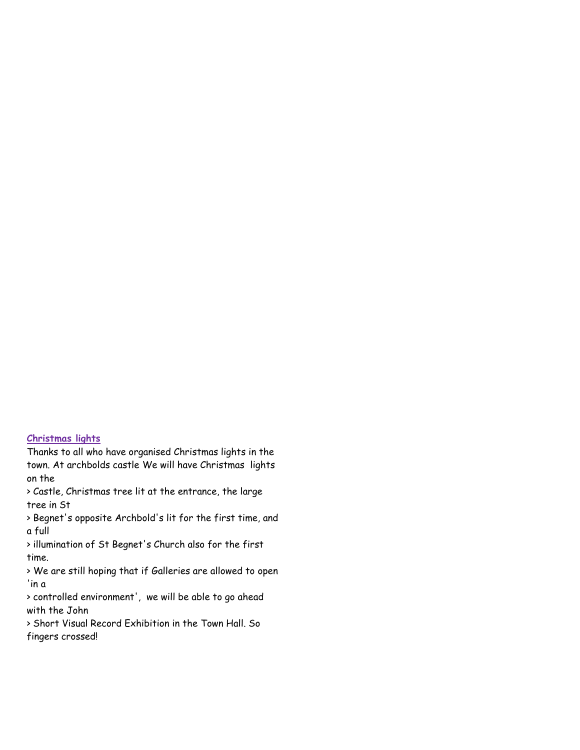**Christmas lights**

Thanks to all who have organised Christmas lights in the town. At archbolds castle We will have Christmas lights on the

> Castle, Christmas tree lit at the entrance, the large tree in St
> Begnet's opposite Archbold's lit for the first time, and a full
> illumination of St Begnet's Church also for the first time.
> We are still hoping that if Galleries are allowed to open 'in a
> controlled environment', we will be able to go ahead with the John
> Short Visual Record Exhibition in the Town Hall. So fingers crossed!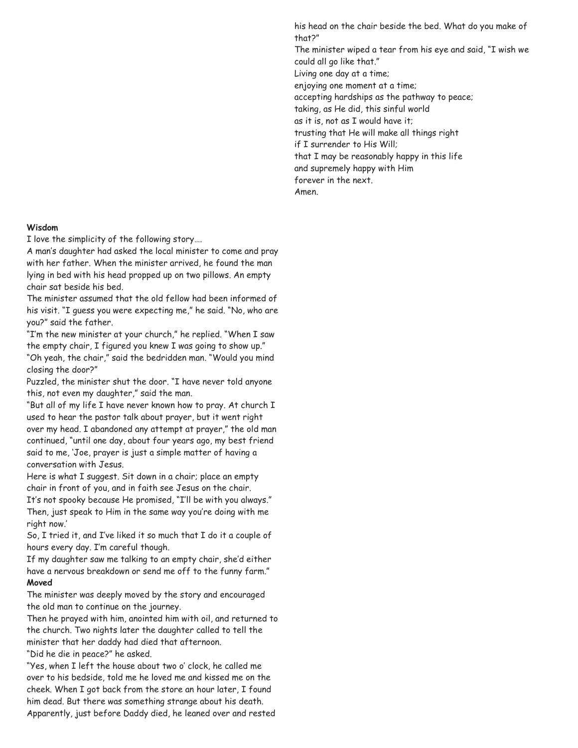**Wisdom**

I love the simplicity of the following story….

A man's daughter had asked the local minister to come and pray with her father. When the minister arrived, he found the man lying in bed with his head propped up on two pillows. An empty chair sat beside his bed.

The minister assumed that the old fellow had been informed of his visit. "I guess you were expecting me," he said. "No, who are you?" said the father.

"I'm the new minister at your church," he replied. "When I saw the empty chair, I figured you knew I was going to show up."

"Oh yeah, the chair," said the bedridden man. "Would you mind closing the door?"

Puzzled, the minister shut the door. "I have never told anyone this, not even my daughter," said the man.

"But all of my life I have never known how to pray. At church I used to hear the pastor talk about prayer, but it went right over my head. I abandoned any attempt at prayer," the old man continued, "until one day, about four years ago, my best friend said to me, 'Joe, prayer is just a simple matter of having a conversation with Jesus.

Here is what I suggest. Sit down in a chair; place an empty chair in front of you, and in faith see Jesus on the chair.

It's not spooky because He promised, "I'll be with you always." Then, just speak to Him in the same way you're doing with me right now.'

So, I tried it, and I've liked it so much that I do it a couple of hours every day. I'm careful though.

If my daughter saw me talking to an empty chair, she'd either have a nervous breakdown or send me off to the funny farm."

**Moved**

The minister was deeply moved by the story and encouraged the old man to continue on the journey.

Then he prayed with him, anointed him with oil, and returned to the church. Two nights later the daughter called to tell the minister that her daddy had died that afternoon.

"Did he die in peace?" he asked.

"Yes, when I left the house about two o' clock, he called me over to his bedside, told me he loved me and kissed me on the cheek. When I got back from the store an hour later, I found him dead. But there was something strange about his death. Apparently, just before Daddy died, he leaned over and rested his head on the chair beside the bed. What do you make of that?"

The minister wiped a tear from his eye and said, "I wish we could all go like that."

Living one day at a time;
enjoying one moment at a time;
accepting hardships as the pathway to peace;
taking, as He did, this sinful world
as it is, not as I would have it;
trusting that He will make all things right
if I surrender to His Will;
that I may be reasonably happy in this life
and supremely happy with Him
forever in the next.
Amen.